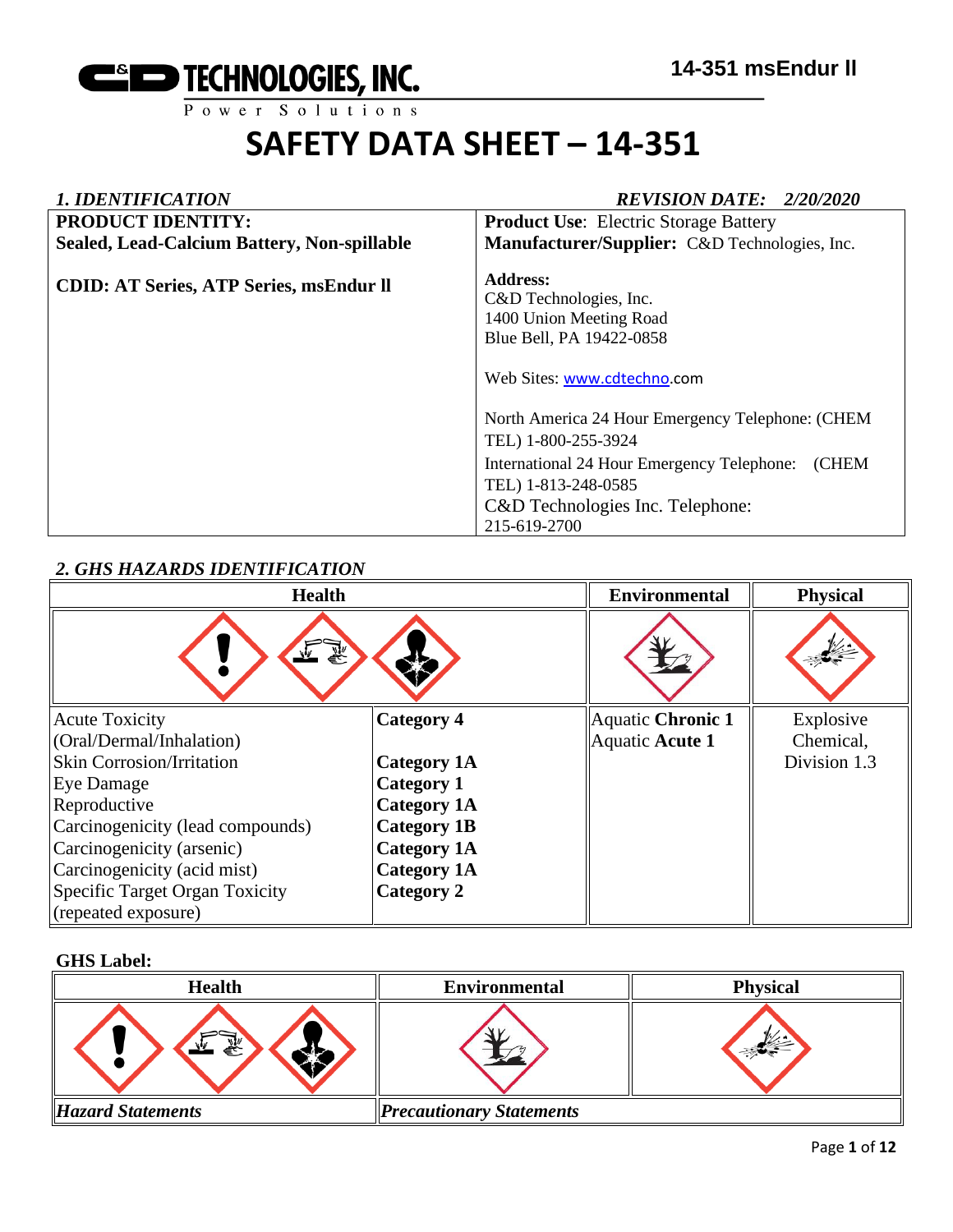C&D TECHNOLOGIES, INC.
Power Solutions

14-351 msEndur ll

# SAFETY DATA SHEET – 14-351

## *1. IDENTIFICATION* — *REVISION DATE: 2/20/2020*

| | |
|---|---|
| **PRODUCT IDENTITY:**<br>**Sealed, Lead-Calcium Battery, Non-spillable**<br><br>**CDID: AT Series, ATP Series, msEndur ll** | **Product Use**: Electric Storage Battery<br>**Manufacturer/Supplier:** C&D Technologies, Inc.<br><br>**Address:**<br>C&D Technologies, Inc.<br>1400 Union Meeting Road<br>Blue Bell, PA 19422-0858<br><br>Web Sites: www.cdtechno.com<br><br>North America 24 Hour Emergency Telephone: (CHEM TEL) 1-800-255-3924<br>International 24 Hour Emergency Telephone: (CHEM TEL) 1-813-248-0585<br>C&D Technologies Inc. Telephone: 215-619-2700 |

## *2. GHS HAZARDS IDENTIFICATION*

| Health | | Environmental | Physical |
|---|---|---|---|
| Acute Toxicity (Oral/Dermal/Inhalation) | **Category 4** | Aquatic **Chronic 1**<br>Aquatic **Acute 1** | Explosive Chemical, Division 1.3 |
| Skin Corrosion/Irritation | **Category 1A** | | |
| Eye Damage | **Category 1** | | |
| Reproductive | **Category 1A** | | |
| Carcinogenicity (lead compounds) | **Category 1B** | | |
| Carcinogenicity (arsenic) | **Category 1A** | | |
| Carcinogenicity (acid mist) | **Category 1A** | | |
| Specific Target Organ Toxicity (repeated exposure) | **Category 2** | | |

**GHS Label:**

| Health | Environmental | Physical |
|---|---|---|
| ***Hazard Statements*** | ***Precautionary Statements*** | |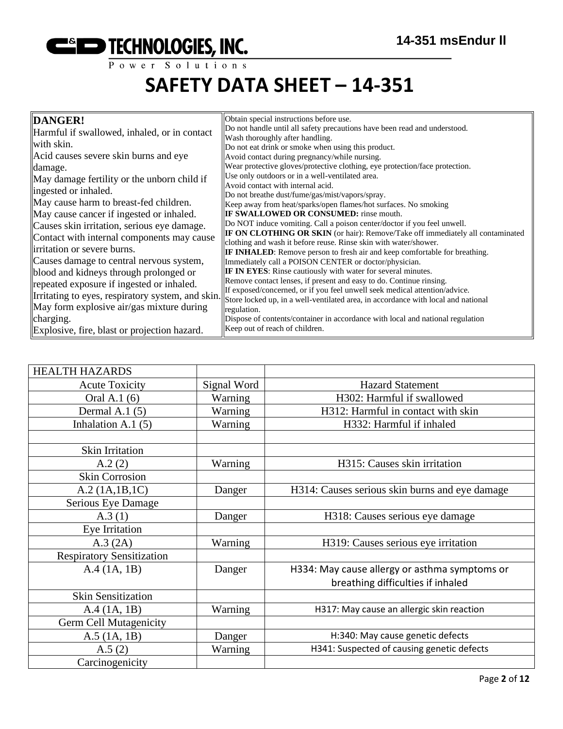# SAFETY DATA SHEET – 14-351

| | |
|---|---|
| **DANGER!**<br>Harmful if swallowed, inhaled, or in contact with skin.<br>Acid causes severe skin burns and eye damage.<br>May damage fertility or the unborn child if ingested or inhaled.<br>May cause harm to breast-fed children.<br>May cause cancer if ingested or inhaled.<br>Causes skin irritation, serious eye damage.<br>Contact with internal components may cause irritation or severe burns.<br>Causes damage to central nervous system, blood and kidneys through prolonged or repeated exposure if ingested or inhaled.<br>Irritating to eyes, respiratory system, and skin.<br>May form explosive air/gas mixture during charging.<br>Explosive, fire, blast or projection hazard. | Obtain special instructions before use.<br>Do not handle until all safety precautions have been read and understood.<br>Wash thoroughly after handling.<br>Do not eat drink or smoke when using this product.<br>Avoid contact during pregnancy/while nursing.<br>Wear protective gloves/protective clothing, eye protection/face protection.<br>Use only outdoors or in a well-ventilated area.<br>Avoid contact with internal acid.<br>Do not breathe dust/fume/gas/mist/vapors/spray.<br>Keep away from heat/sparks/open flames/hot surfaces. No smoking<br>**IF SWALLOWED OR CONSUMED:** rinse mouth.<br>Do NOT induce vomiting. Call a poison center/doctor if you feel unwell.<br>**IF ON CLOTHING OR SKIN** (or hair): Remove/Take off immediately all contaminated clothing and wash it before reuse. Rinse skin with water/shower.<br>**IF INHALED**: Remove person to fresh air and keep comfortable for breathing. Immediately call a POISON CENTER or doctor/physician.<br>**IF IN EYES**: Rinse cautiously with water for several minutes.<br>Remove contact lenses, if present and easy to do. Continue rinsing.<br>If exposed/concerned, or if you feel unwell seek medical attention/advice.<br>Store locked up, in a well-ventilated area, in accordance with local and national regulation.<br>Dispose of contents/container in accordance with local and national regulation<br>Keep out of reach of children. |

| HEALTH HAZARDS | | |
|---|---|---|
| Acute Toxicity | Signal Word | Hazard Statement |
| Oral A.1 (6) | Warning | H302: Harmful if swallowed |
| Dermal A.1 (5) | Warning | H312: Harmful in contact with skin |
| Inhalation A.1 (5) | Warning | H332: Harmful if inhaled |
| | | |
| Skin Irritation | | |
| A.2 (2) | Warning | H315: Causes skin irritation |
| Skin Corrosion | | |
| A.2 (1A,1B,1C) | Danger | H314: Causes serious skin burns and eye damage |
| Serious Eye Damage | | |
| A.3 (1) | Danger | H318: Causes serious eye damage |
| Eye Irritation | | |
| A.3 (2A) | Warning | H319: Causes serious eye irritation |
| Respiratory Sensitization | | |
| A.4 (1A, 1B) | Danger | H334: May cause allergy or asthma symptoms or breathing difficulties if inhaled |
| Skin Sensitization | | |
| A.4 (1A, 1B) | Warning | H317: May cause an allergic skin reaction |
| Germ Cell Mutagenicity | | |
| A.5 (1A, 1B) | Danger | H:340: May cause genetic defects |
| A.5 (2) | Warning | H341: Suspected of causing genetic defects |
| Carcinogenicity | | |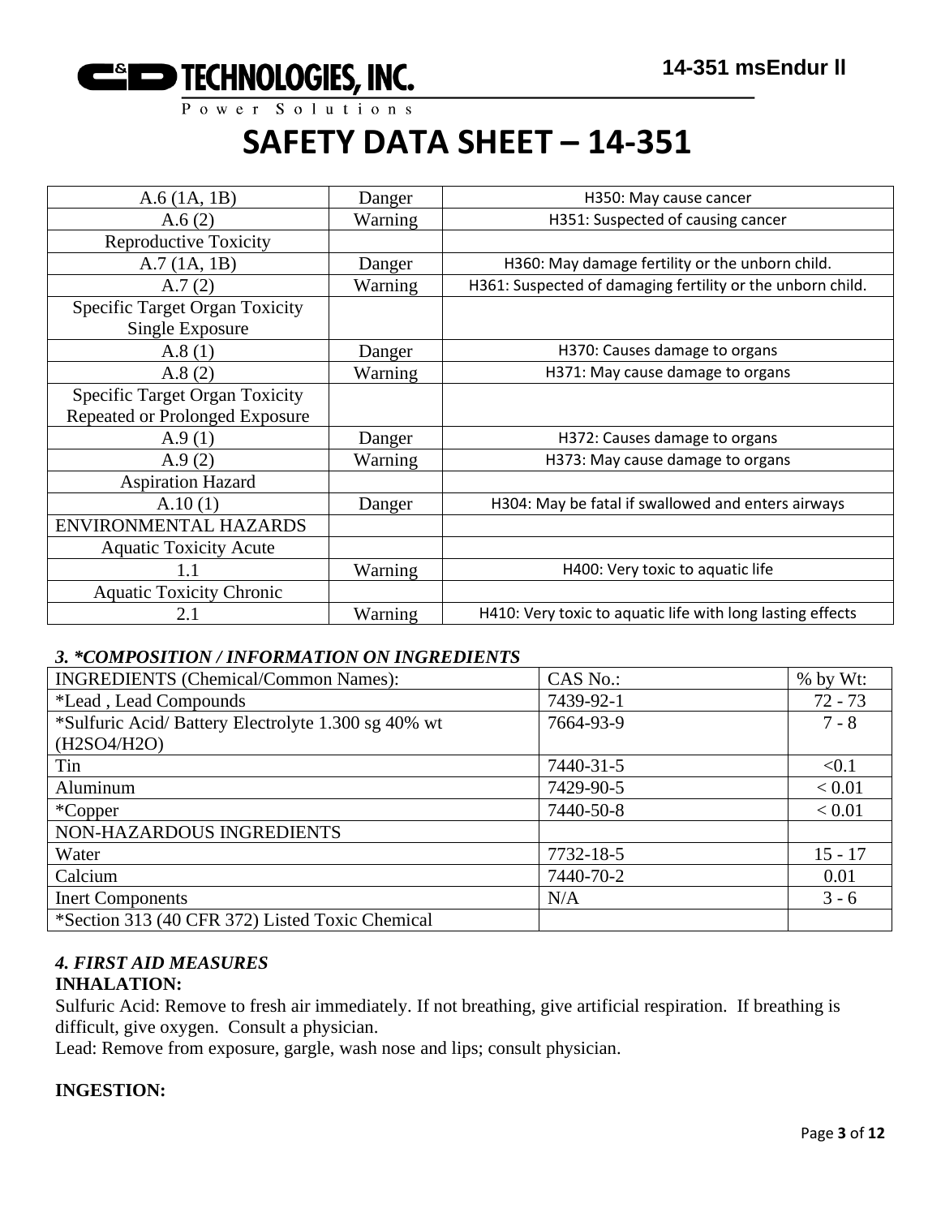| | | |
|---|---|---|
| A.6 (1A, 1B) | Danger | H350: May cause cancer |
| A.6 (2) | Warning | H351: Suspected of causing cancer |
| Reproductive Toxicity | | |
| A.7 (1A, 1B) | Danger | H360: May damage fertility or the unborn child. |
| A.7 (2) | Warning | H361: Suspected of damaging fertility or the unborn child. |
| Specific Target Organ Toxicity Single Exposure | | |
| A.8 (1) | Danger | H370: Causes damage to organs |
| A.8 (2) | Warning | H371: May cause damage to organs |
| Specific Target Organ Toxicity Repeated or Prolonged Exposure | | |
| A.9 (1) | Danger | H372: Causes damage to organs |
| A.9 (2) | Warning | H373: May cause damage to organs |
| Aspiration Hazard | | |
| A.10 (1) | Danger | H304: May be fatal if swallowed and enters airways |
| ENVIRONMENTAL HAZARDS | | |
| Aquatic Toxicity Acute | | |
| 1.1 | Warning | H400: Very toxic to aquatic life |
| Aquatic Toxicity Chronic | | |
| 2.1 | Warning | H410: Very toxic to aquatic life with long lasting effects |

### *3. *COMPOSITION / INFORMATION ON INGREDIENTS*

| INGREDIENTS (Chemical/Common Names): | CAS No.: | % by Wt: |
|---|---|---|
| *Lead , Lead Compounds | 7439-92-1 | 72 - 73 |
| *Sulfuric Acid/ Battery Electrolyte 1.300 sg 40% wt ($H_2SO_4/H_2O$) | 7664-93-9 | 7 - 8 |
| Tin | 7440-31-5 | <0.1 |
| Aluminum | 7429-90-5 | < 0.01 |
| *Copper | 7440-50-8 | < 0.01 |
| NON-HAZARDOUS INGREDIENTS | | |
| Water | 7732-18-5 | 15 - 17 |
| Calcium | 7440-70-2 | 0.01 |
| Inert Components | N/A | 3 - 6 |
| *Section 313 (40 CFR 372) Listed Toxic Chemical | | |

### *4. FIRST AID MEASURES*

**INHALATION:**

Sulfuric Acid: Remove to fresh air immediately. If not breathing, give artificial respiration. If breathing is difficult, give oxygen. Consult a physician.

Lead: Remove from exposure, gargle, wash nose and lips; consult physician.

**INGESTION:**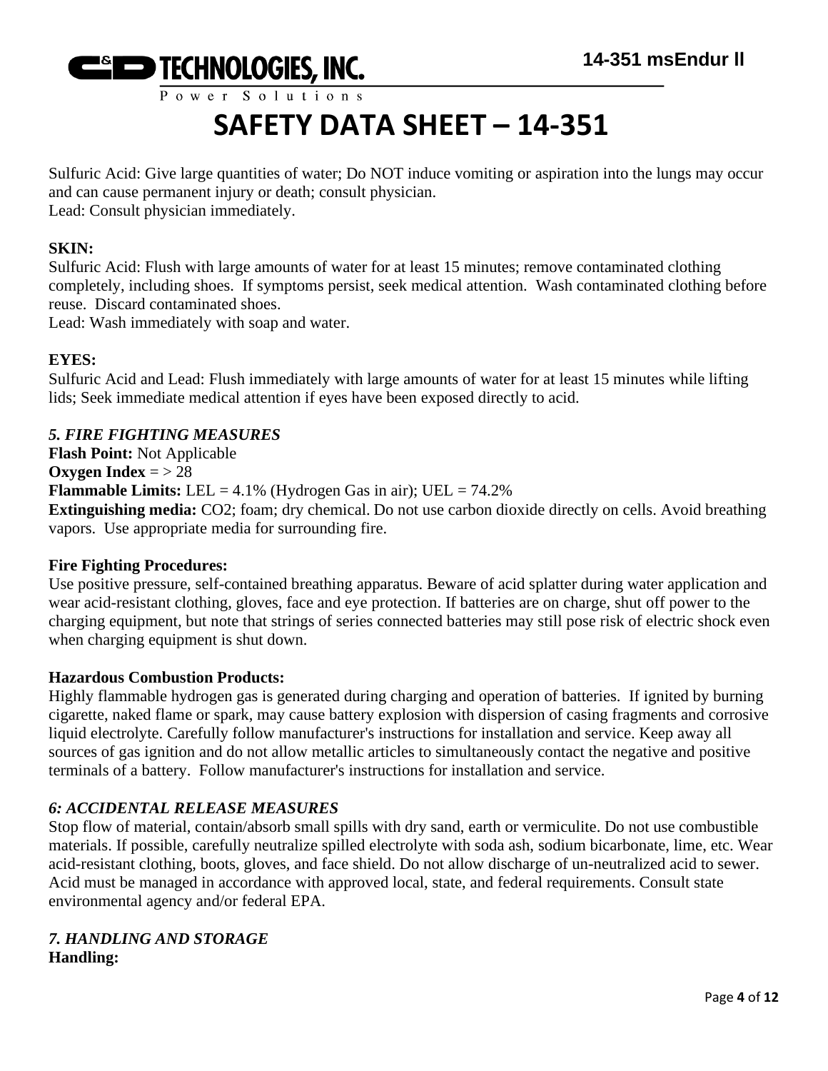Sulfuric Acid: Give large quantities of water; Do NOT induce vomiting or aspiration into the lungs may occur and can cause permanent injury or death; consult physician.
Lead: Consult physician immediately.

**SKIN:**
Sulfuric Acid: Flush with large amounts of water for at least 15 minutes; remove contaminated clothing completely, including shoes. If symptoms persist, seek medical attention. Wash contaminated clothing before reuse. Discard contaminated shoes.
Lead: Wash immediately with soap and water.

**EYES:**
Sulfuric Acid and Lead: Flush immediately with large amounts of water for at least 15 minutes while lifting lids; Seek immediate medical attention if eyes have been exposed directly to acid.

### *5. FIRE FIGHTING MEASURES*

**Flash Point:** Not Applicable
**Oxygen Index** = > 28
**Flammable Limits:** LEL = 4.1% (Hydrogen Gas in air); UEL = 74.2%
**Extinguishing media:** $CO_2$; foam; dry chemical. Do not use carbon dioxide directly on cells. Avoid breathing vapors. Use appropriate media for surrounding fire.

**Fire Fighting Procedures:**
Use positive pressure, self-contained breathing apparatus. Beware of acid splatter during water application and wear acid-resistant clothing, gloves, face and eye protection. If batteries are on charge, shut off power to the charging equipment, but note that strings of series connected batteries may still pose risk of electric shock even when charging equipment is shut down.

**Hazardous Combustion Products:**
Highly flammable hydrogen gas is generated during charging and operation of batteries. If ignited by burning cigarette, naked flame or spark, may cause battery explosion with dispersion of casing fragments and corrosive liquid electrolyte. Carefully follow manufacturer's instructions for installation and service. Keep away all sources of gas ignition and do not allow metallic articles to simultaneously contact the negative and positive terminals of a battery. Follow manufacturer's instructions for installation and service.

### *6: ACCIDENTAL RELEASE MEASURES*

Stop flow of material, contain/absorb small spills with dry sand, earth or vermiculite. Do not use combustible materials. If possible, carefully neutralize spilled electrolyte with soda ash, sodium bicarbonate, lime, etc. Wear acid-resistant clothing, boots, gloves, and face shield. Do not allow discharge of un-neutralized acid to sewer. Acid must be managed in accordance with approved local, state, and federal requirements. Consult state environmental agency and/or federal EPA.

### *7. HANDLING AND STORAGE*

**Handling:**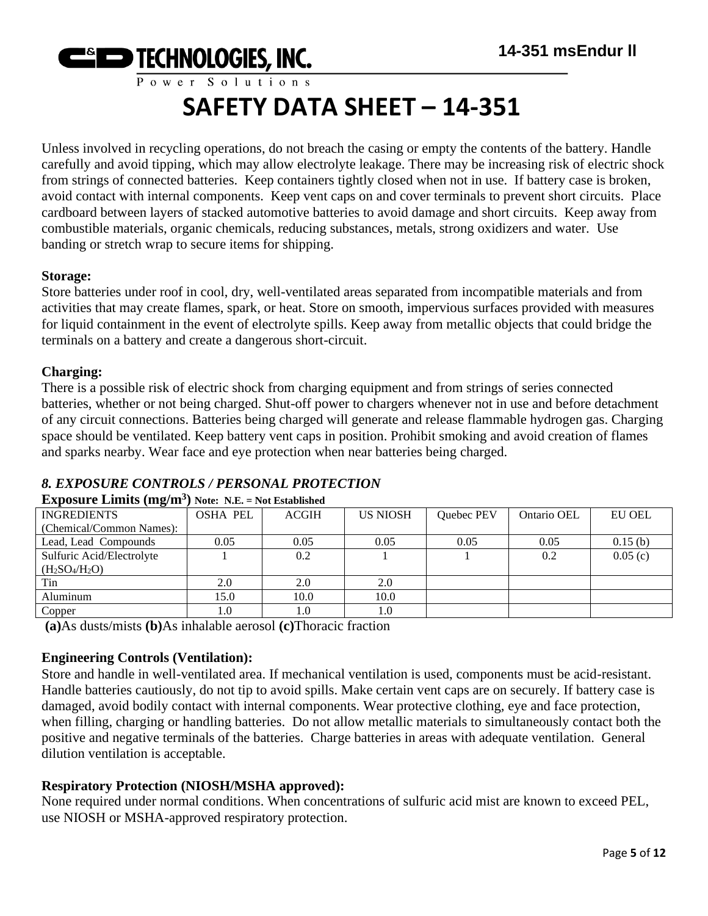Unless involved in recycling operations, do not breach the casing or empty the contents of the battery. Handle carefully and avoid tipping, which may allow electrolyte leakage. There may be increasing risk of electric shock from strings of connected batteries. Keep containers tightly closed when not in use. If battery case is broken, avoid contact with internal components. Keep vent caps on and cover terminals to prevent short circuits. Place cardboard between layers of stacked automotive batteries to avoid damage and short circuits. Keep away from combustible materials, organic chemicals, reducing substances, metals, strong oxidizers and water. Use banding or stretch wrap to secure items for shipping.

**Storage:**
Store batteries under roof in cool, dry, well-ventilated areas separated from incompatible materials and from activities that may create flames, spark, or heat. Store on smooth, impervious surfaces provided with measures for liquid containment in the event of electrolyte spills. Keep away from metallic objects that could bridge the terminals on a battery and create a dangerous short-circuit.

**Charging:**
There is a possible risk of electric shock from charging equipment and from strings of series connected batteries, whether or not being charged. Shut-off power to chargers whenever not in use and before detachment of any circuit connections. Batteries being charged will generate and release flammable hydrogen gas. Charging space should be ventilated. Keep battery vent caps in position. Prohibit smoking and avoid creation of flames and sparks nearby. Wear face and eye protection when near batteries being charged.

## *8. EXPOSURE CONTROLS / PERSONAL PROTECTION*

**Exposure Limits (mg/m$^3$)** **Note: N.E. = Not Established**

| INGREDIENTS (Chemical/Common Names): | OSHA PEL | ACGIH | US NIOSH | Quebec PEV | Ontario OEL | EU OEL |
|---|---|---|---|---|---|---|
| Lead, Lead Compounds | 0.05 | 0.05 | 0.05 | 0.05 | 0.05 | 0.15 (b) |
| Sulfuric Acid/Electrolyte ($H_2SO_4$/$H_2O$) | 1 | 0.2 | 1 | 1 | 0.2 | 0.05 (c) |
| Tin | 2.0 | 2.0 | 2.0 | | | |
| Aluminum | 15.0 | 10.0 | 10.0 | | | |
| Copper | 1.0 | 1.0 | 1.0 | | | |

**(a)**As dusts/mists **(b)**As inhalable aerosol **(c)**Thoracic fraction

**Engineering Controls (Ventilation):**
Store and handle in well-ventilated area. If mechanical ventilation is used, components must be acid-resistant. Handle batteries cautiously, do not tip to avoid spills. Make certain vent caps are on securely. If battery case is damaged, avoid bodily contact with internal components. Wear protective clothing, eye and face protection, when filling, charging or handling batteries. Do not allow metallic materials to simultaneously contact both the positive and negative terminals of the batteries. Charge batteries in areas with adequate ventilation. General dilution ventilation is acceptable.

**Respiratory Protection (NIOSH/MSHA approved):**
None required under normal conditions. When concentrations of sulfuric acid mist are known to exceed PEL, use NIOSH or MSHA-approved respiratory protection.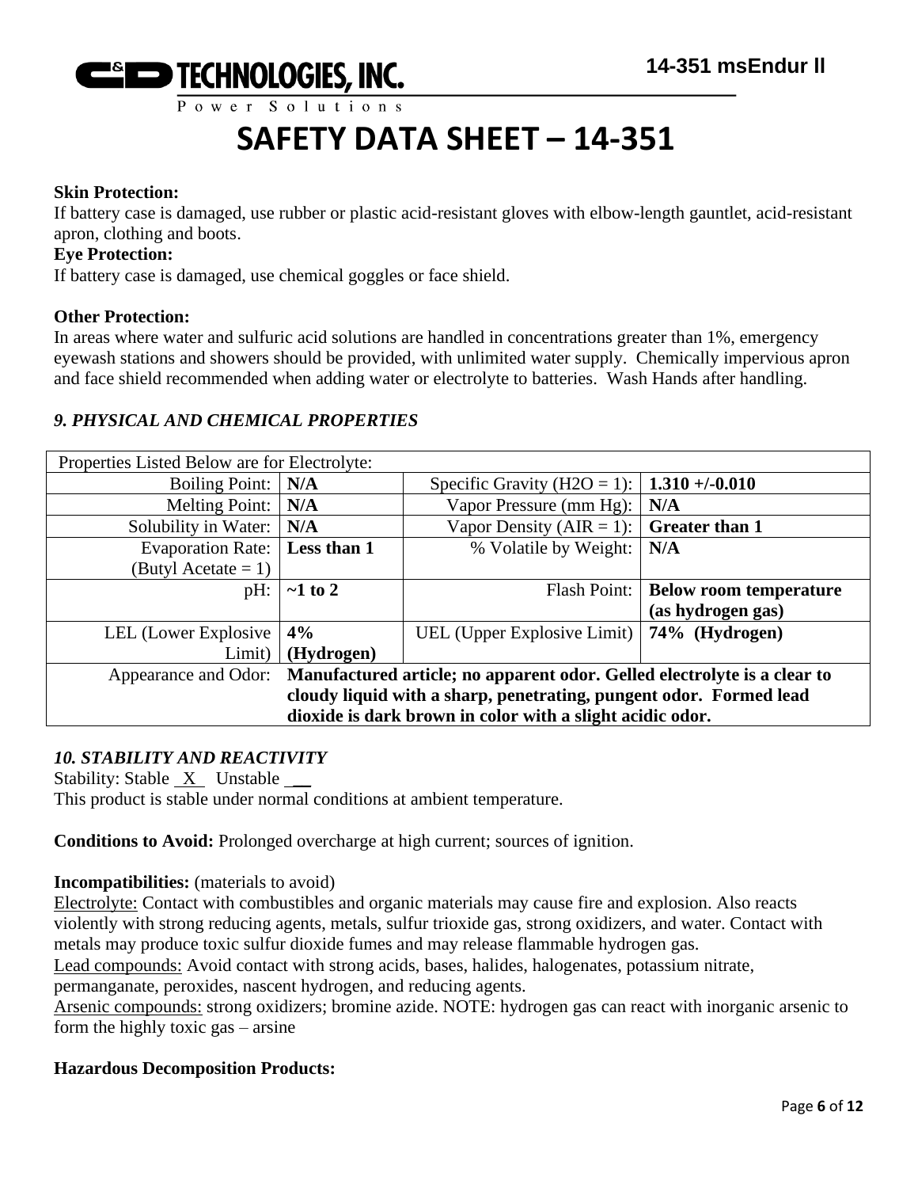**Skin Protection:**
If battery case is damaged, use rubber or plastic acid-resistant gloves with elbow-length gauntlet, acid-resistant apron, clothing and boots.
**Eye Protection:**
If battery case is damaged, use chemical goggles or face shield.

**Other Protection:**
In areas where water and sulfuric acid solutions are handled in concentrations greater than 1%, emergency eyewash stations and showers should be provided, with unlimited water supply. Chemically impervious apron and face shield recommended when adding water or electrolyte to batteries. Wash Hands after handling.

## *9. PHYSICAL AND CHEMICAL PROPERTIES*

| Properties Listed Below are for Electrolyte: | | | |
|---|---|---|---|
| Boiling Point: | **N/A** | Specific Gravity ($H_2O$ = 1): | **1.310 +/-0.010** |
| Melting Point: | **N/A** | Vapor Pressure (mm Hg): | **N/A** |
| Solubility in Water: | **N/A** | Vapor Density (AIR = 1): | **Greater than 1** |
| Evaporation Rate: (Butyl Acetate = 1) | **Less than 1** | % Volatile by Weight: | **N/A** |
| pH: | **~1 to 2** | Flash Point: | **Below room temperature (as hydrogen gas)** |
| LEL (Lower Explosive Limit) | **4% (Hydrogen)** | UEL (Upper Explosive Limit) | **74% (Hydrogen)** |
| Appearance and Odor: | **Manufactured article; no apparent odor. Gelled electrolyte is a clear to cloudy liquid with a sharp, penetrating, pungent odor. Formed lead dioxide is dark brown in color with a slight acidic odor.** | | |

## *10. STABILITY AND REACTIVITY*

Stability: Stable _X_ Unstable ___
This product is stable under normal conditions at ambient temperature.

**Conditions to Avoid:** Prolonged overcharge at high current; sources of ignition.

**Incompatibilities:** (materials to avoid)
Electrolyte: Contact with combustibles and organic materials may cause fire and explosion. Also reacts violently with strong reducing agents, metals, sulfur trioxide gas, strong oxidizers, and water. Contact with metals may produce toxic sulfur dioxide fumes and may release flammable hydrogen gas.
Lead compounds: Avoid contact with strong acids, bases, halides, halogenates, potassium nitrate, permanganate, peroxides, nascent hydrogen, and reducing agents.
Arsenic compounds: strong oxidizers; bromine azide. NOTE: hydrogen gas can react with inorganic arsenic to form the highly toxic gas – arsine

**Hazardous Decomposition Products:**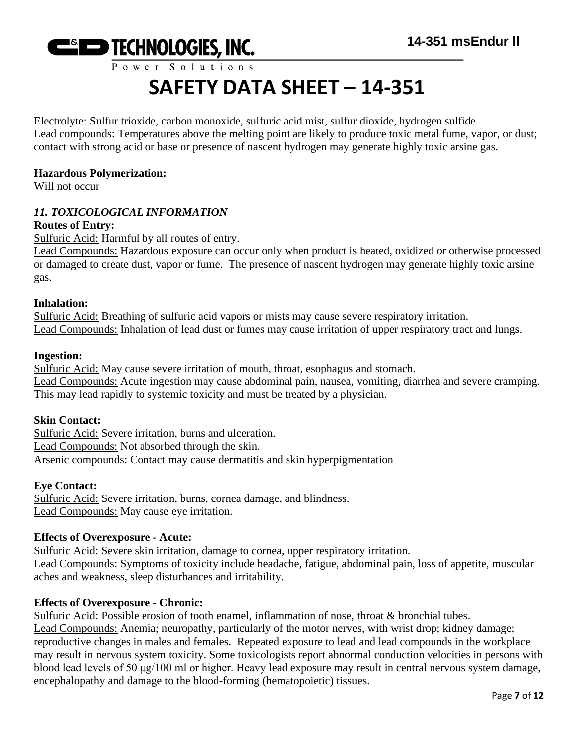Electrolyte: Sulfur trioxide, carbon monoxide, sulfuric acid mist, sulfur dioxide, hydrogen sulfide.
Lead compounds: Temperatures above the melting point are likely to produce toxic metal fume, vapor, or dust; contact with strong acid or base or presence of nascent hydrogen may generate highly toxic arsine gas.

**Hazardous Polymerization:**
Will not occur

### *11. TOXICOLOGICAL INFORMATION*

**Routes of Entry:**
Sulfuric Acid: Harmful by all routes of entry.
Lead Compounds: Hazardous exposure can occur only when product is heated, oxidized or otherwise processed or damaged to create dust, vapor or fume. The presence of nascent hydrogen may generate highly toxic arsine gas.

**Inhalation:**
Sulfuric Acid: Breathing of sulfuric acid vapors or mists may cause severe respiratory irritation.
Lead Compounds: Inhalation of lead dust or fumes may cause irritation of upper respiratory tract and lungs.

**Ingestion:**
Sulfuric Acid: May cause severe irritation of mouth, throat, esophagus and stomach.
Lead Compounds: Acute ingestion may cause abdominal pain, nausea, vomiting, diarrhea and severe cramping. This may lead rapidly to systemic toxicity and must be treated by a physician.

**Skin Contact:**
Sulfuric Acid: Severe irritation, burns and ulceration.
Lead Compounds: Not absorbed through the skin.
Arsenic compounds: Contact may cause dermatitis and skin hyperpigmentation

**Eye Contact:**
Sulfuric Acid: Severe irritation, burns, cornea damage, and blindness.
Lead Compounds: May cause eye irritation.

**Effects of Overexposure - Acute:**
Sulfuric Acid: Severe skin irritation, damage to cornea, upper respiratory irritation.
Lead Compounds: Symptoms of toxicity include headache, fatigue, abdominal pain, loss of appetite, muscular aches and weakness, sleep disturbances and irritability.

**Effects of Overexposure - Chronic:**
Sulfuric Acid: Possible erosion of tooth enamel, inflammation of nose, throat & bronchial tubes.
Lead Compounds: Anemia; neuropathy, particularly of the motor nerves, with wrist drop; kidney damage; reproductive changes in males and females. Repeated exposure to lead and lead compounds in the workplace may result in nervous system toxicity. Some toxicologists report abnormal conduction velocities in persons with blood lead levels of 50 μg/100 ml or higher. Heavy lead exposure may result in central nervous system damage, encephalopathy and damage to the blood-forming (hematopoietic) tissues.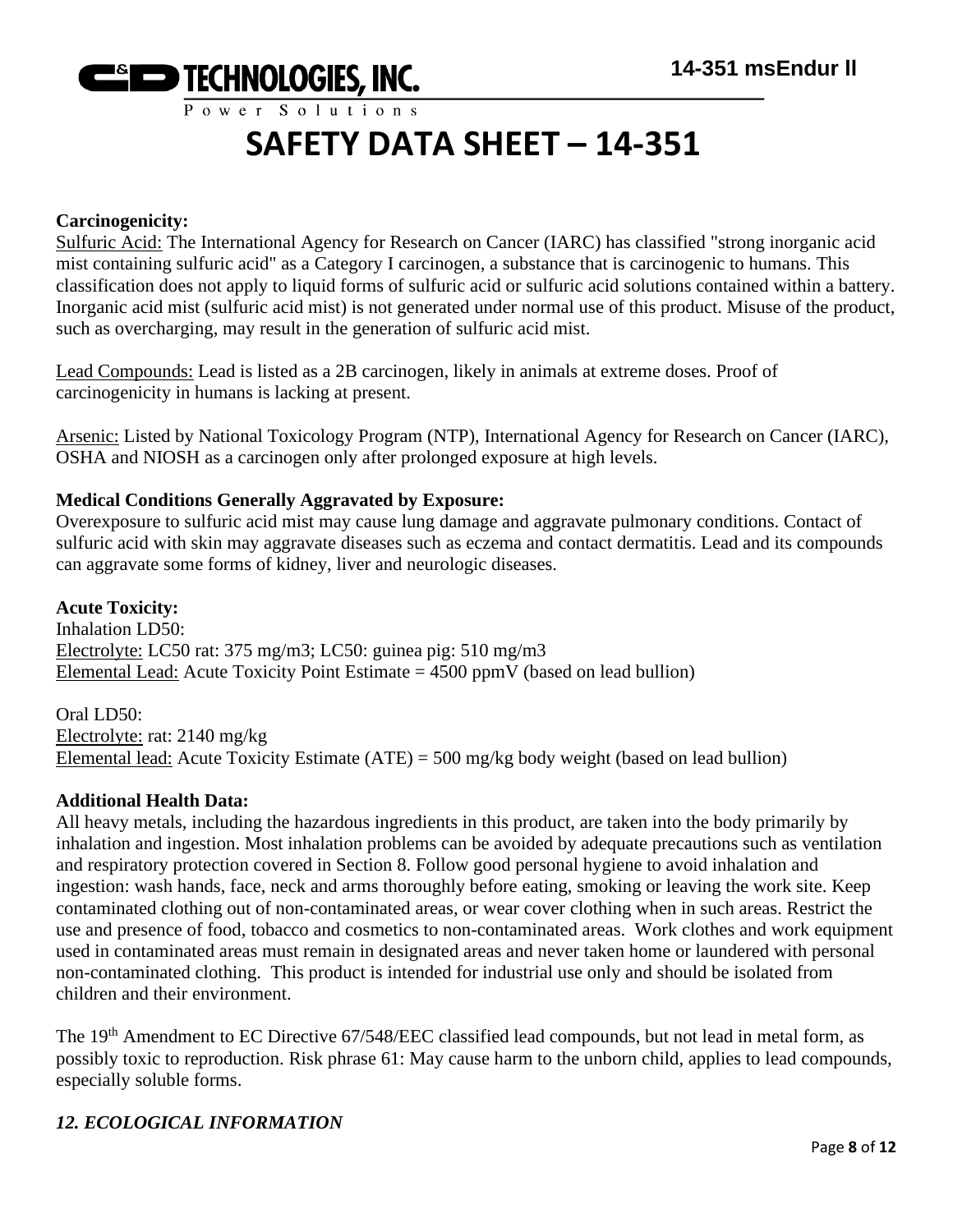**Carcinogenicity:**

Sulfuric Acid: The International Agency for Research on Cancer (IARC) has classified "strong inorganic acid mist containing sulfuric acid" as a Category I carcinogen, a substance that is carcinogenic to humans. This classification does not apply to liquid forms of sulfuric acid or sulfuric acid solutions contained within a battery. Inorganic acid mist (sulfuric acid mist) is not generated under normal use of this product. Misuse of the product, such as overcharging, may result in the generation of sulfuric acid mist.

Lead Compounds: Lead is listed as a 2B carcinogen, likely in animals at extreme doses. Proof of carcinogenicity in humans is lacking at present.

Arsenic: Listed by National Toxicology Program (NTP), International Agency for Research on Cancer (IARC), OSHA and NIOSH as a carcinogen only after prolonged exposure at high levels.

**Medical Conditions Generally Aggravated by Exposure:**

Overexposure to sulfuric acid mist may cause lung damage and aggravate pulmonary conditions. Contact of sulfuric acid with skin may aggravate diseases such as eczema and contact dermatitis. Lead and its compounds can aggravate some forms of kidney, liver and neurologic diseases.

**Acute Toxicity:**

Inhalation LD50:
Electrolyte: LC50 rat: 375 mg/m3; LC50: guinea pig: 510 mg/m3
Elemental Lead: Acute Toxicity Point Estimate = 4500 ppmV (based on lead bullion)

Oral LD50:
Electrolyte: rat: 2140 mg/kg
Elemental lead: Acute Toxicity Estimate (ATE) = 500 mg/kg body weight (based on lead bullion)

**Additional Health Data:**

All heavy metals, including the hazardous ingredients in this product, are taken into the body primarily by inhalation and ingestion. Most inhalation problems can be avoided by adequate precautions such as ventilation and respiratory protection covered in Section 8. Follow good personal hygiene to avoid inhalation and ingestion: wash hands, face, neck and arms thoroughly before eating, smoking or leaving the work site. Keep contaminated clothing out of non-contaminated areas, or wear cover clothing when in such areas. Restrict the use and presence of food, tobacco and cosmetics to non-contaminated areas. Work clothes and work equipment used in contaminated areas must remain in designated areas and never taken home or laundered with personal non-contaminated clothing. This product is intended for industrial use only and should be isolated from children and their environment.

The 19th Amendment to EC Directive 67/548/EEC classified lead compounds, but not lead in metal form, as possibly toxic to reproduction. Risk phrase 61: May cause harm to the unborn child, applies to lead compounds, especially soluble forms.

## *12. ECOLOGICAL INFORMATION*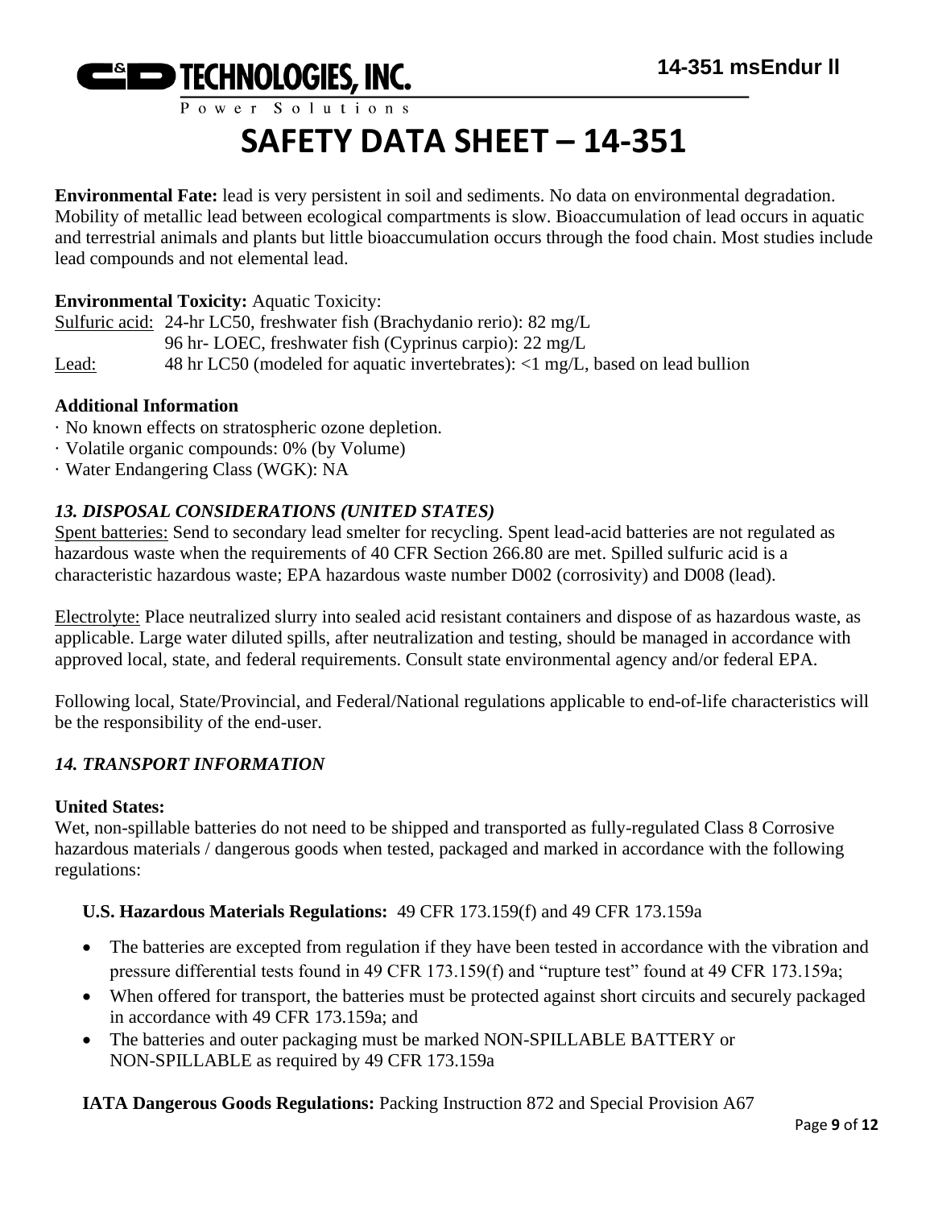**Environmental Fate:** lead is very persistent in soil and sediments. No data on environmental degradation. Mobility of metallic lead between ecological compartments is slow. Bioaccumulation of lead occurs in aquatic and terrestrial animals and plants but little bioaccumulation occurs through the food chain. Most studies include lead compounds and not elemental lead.

**Environmental Toxicity:** Aquatic Toxicity:

| | |
|---|---|
| Sulfuric acid: | 24-hr LC50, freshwater fish (Brachydanio rerio): 82 mg/L |
| | 96 hr- LOEC, freshwater fish (Cyprinus carpio): 22 mg/L |
| Lead: | 48 hr LC50 (modeled for aquatic invertebrates): <1 mg/L, based on lead bullion |

**Additional Information**

· No known effects on stratospheric ozone depletion.
· Volatile organic compounds: 0% (by Volume)
· Water Endangering Class (WGK): NA

### *13. DISPOSAL CONSIDERATIONS (UNITED STATES)*

Spent batteries: Send to secondary lead smelter for recycling. Spent lead-acid batteries are not regulated as hazardous waste when the requirements of 40 CFR Section 266.80 are met. Spilled sulfuric acid is a characteristic hazardous waste; EPA hazardous waste number D002 (corrosivity) and D008 (lead).

Electrolyte: Place neutralized slurry into sealed acid resistant containers and dispose of as hazardous waste, as applicable. Large water diluted spills, after neutralization and testing, should be managed in accordance with approved local, state, and federal requirements. Consult state environmental agency and/or federal EPA.

Following local, State/Provincial, and Federal/National regulations applicable to end-of-life characteristics will be the responsibility of the end-user.

### *14. TRANSPORT INFORMATION*

**United States:**

Wet, non-spillable batteries do not need to be shipped and transported as fully-regulated Class 8 Corrosive hazardous materials / dangerous goods when tested, packaged and marked in accordance with the following regulations:

**U.S. Hazardous Materials Regulations:** 49 CFR 173.159(f) and 49 CFR 173.159a

- The batteries are excepted from regulation if they have been tested in accordance with the vibration and pressure differential tests found in 49 CFR 173.159(f) and "rupture test" found at 49 CFR 173.159a;
- When offered for transport, the batteries must be protected against short circuits and securely packaged in accordance with 49 CFR 173.159a; and
- The batteries and outer packaging must be marked NON-SPILLABLE BATTERY or NON-SPILLABLE as required by 49 CFR 173.159a

**IATA Dangerous Goods Regulations:** Packing Instruction 872 and Special Provision A67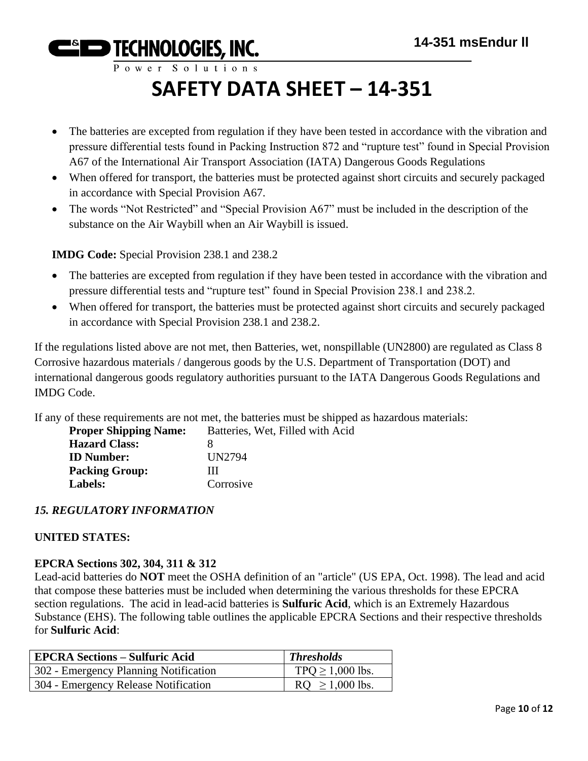- The batteries are excepted from regulation if they have been tested in accordance with the vibration and pressure differential tests found in Packing Instruction 872 and "rupture test" found in Special Provision A67 of the International Air Transport Association (IATA) Dangerous Goods Regulations
- When offered for transport, the batteries must be protected against short circuits and securely packaged in accordance with Special Provision A67.
- The words "Not Restricted" and "Special Provision A67" must be included in the description of the substance on the Air Waybill when an Air Waybill is issued.

**IMDG Code:** Special Provision 238.1 and 238.2

- The batteries are excepted from regulation if they have been tested in accordance with the vibration and pressure differential tests and "rupture test" found in Special Provision 238.1 and 238.2.
- When offered for transport, the batteries must be protected against short circuits and securely packaged in accordance with Special Provision 238.1 and 238.2.

If the regulations listed above are not met, then Batteries, wet, nonspillable (UN2800) are regulated as Class 8 Corrosive hazardous materials / dangerous goods by the U.S. Department of Transportation (DOT) and international dangerous goods regulatory authorities pursuant to the IATA Dangerous Goods Regulations and IMDG Code.

If any of these requirements are not met, the batteries must be shipped as hazardous materials:

**Proper Shipping Name:** Batteries, Wet, Filled with Acid
**Hazard Class:** 8
**ID Number:** UN2794
**Packing Group:** III
**Labels:** Corrosive

## *15. REGULATORY INFORMATION*

**UNITED STATES:**

**EPCRA Sections 302, 304, 311 & 312**

Lead-acid batteries do **NOT** meet the OSHA definition of an "article" (US EPA, Oct. 1998). The lead and acid that compose these batteries must be included when determining the various thresholds for these EPCRA section regulations. The acid in lead-acid batteries is **Sulfuric Acid**, which is an Extremely Hazardous Substance (EHS). The following table outlines the applicable EPCRA Sections and their respective thresholds for **Sulfuric Acid**:

| EPCRA Sections – Sulfuric Acid | *Thresholds* |
|---|---|
| 302 - Emergency Planning Notification | TPQ $\geq$ 1,000 lbs. |
| 304 - Emergency Release Notification | RQ $\geq$ 1,000 lbs. |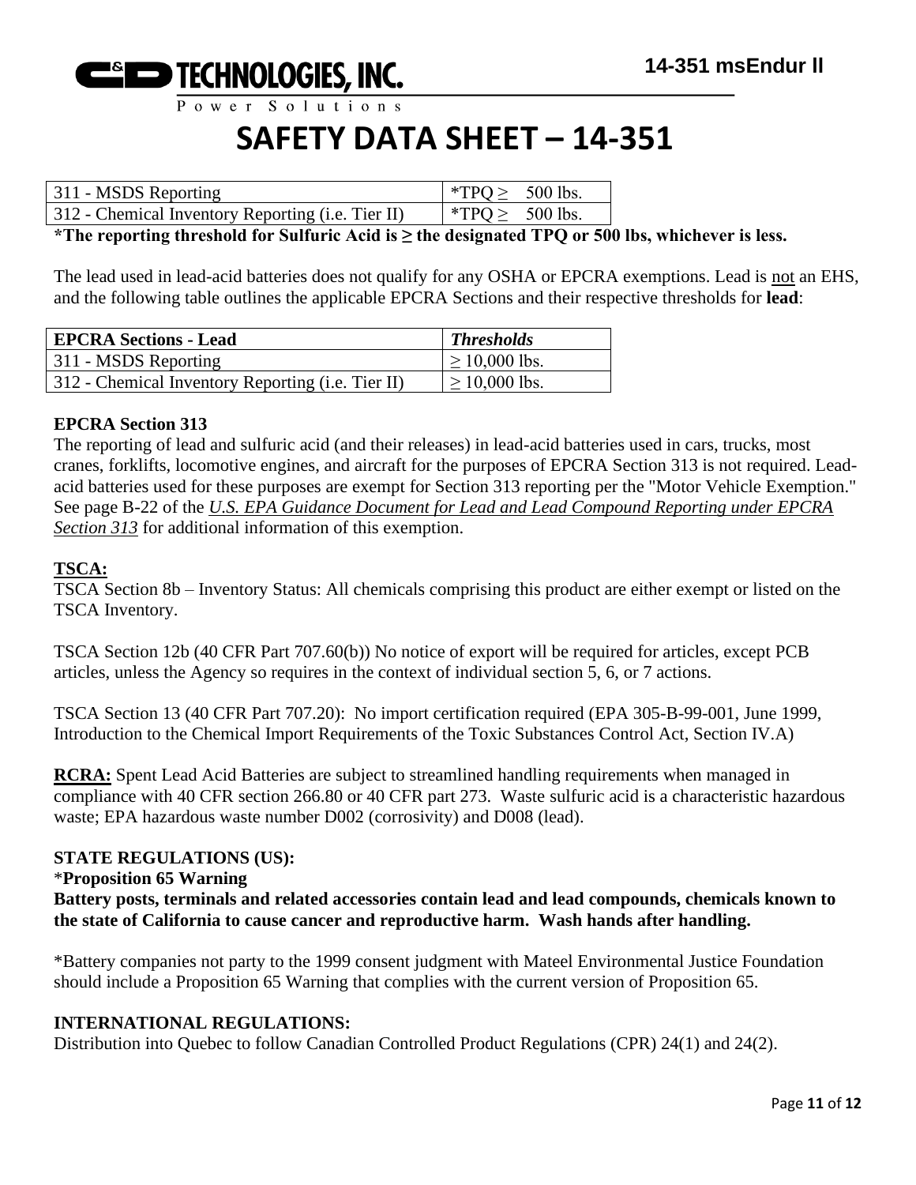# SAFETY DATA SHEET – 14-351

| | |
|---|---|
| 311 - MSDS Reporting | *TPQ ≥ 500 lbs. |
| 312 - Chemical Inventory Reporting (i.e. Tier II) | *TPQ ≥ 500 lbs. |

**\*The reporting threshold for Sulfuric Acid is ≥ the designated TPQ or 500 lbs, whichever is less.**

The lead used in lead-acid batteries does not qualify for any OSHA or EPCRA exemptions. Lead is not an EHS, and the following table outlines the applicable EPCRA Sections and their respective thresholds for **lead**:

| **EPCRA Sections - Lead** | ***Thresholds*** |
|---|---|
| 311 - MSDS Reporting | ≥ 10,000 lbs. |
| 312 - Chemical Inventory Reporting (i.e. Tier II) | ≥ 10,000 lbs. |

**EPCRA Section 313**

The reporting of lead and sulfuric acid (and their releases) in lead-acid batteries used in cars, trucks, most cranes, forklifts, locomotive engines, and aircraft for the purposes of EPCRA Section 313 is not required. Lead-acid batteries used for these purposes are exempt for Section 313 reporting per the "Motor Vehicle Exemption." See page B-22 of the *U.S. EPA Guidance Document for Lead and Lead Compound Reporting under EPCRA Section 313* for additional information of this exemption.

**TSCA:**

TSCA Section 8b – Inventory Status: All chemicals comprising this product are either exempt or listed on the TSCA Inventory.

TSCA Section 12b (40 CFR Part 707.60(b)) No notice of export will be required for articles, except PCB articles, unless the Agency so requires in the context of individual section 5, 6, or 7 actions.

TSCA Section 13 (40 CFR Part 707.20): No import certification required (EPA 305-B-99-001, June 1999, Introduction to the Chemical Import Requirements of the Toxic Substances Control Act, Section IV.A)

**RCRA:** Spent Lead Acid Batteries are subject to streamlined handling requirements when managed in compliance with 40 CFR section 266.80 or 40 CFR part 273. Waste sulfuric acid is a characteristic hazardous waste; EPA hazardous waste number D002 (corrosivity) and D008 (lead).

**STATE REGULATIONS (US):**

*__Proposition 65 Warning__

**Battery posts, terminals and related accessories contain lead and lead compounds, chemicals known to the state of California to cause cancer and reproductive harm. Wash hands after handling.**

*Battery companies not party to the 1999 consent judgment with Mateel Environmental Justice Foundation should include a Proposition 65 Warning that complies with the current version of Proposition 65.

**INTERNATIONAL REGULATIONS:**

Distribution into Quebec to follow Canadian Controlled Product Regulations (CPR) 24(1) and 24(2).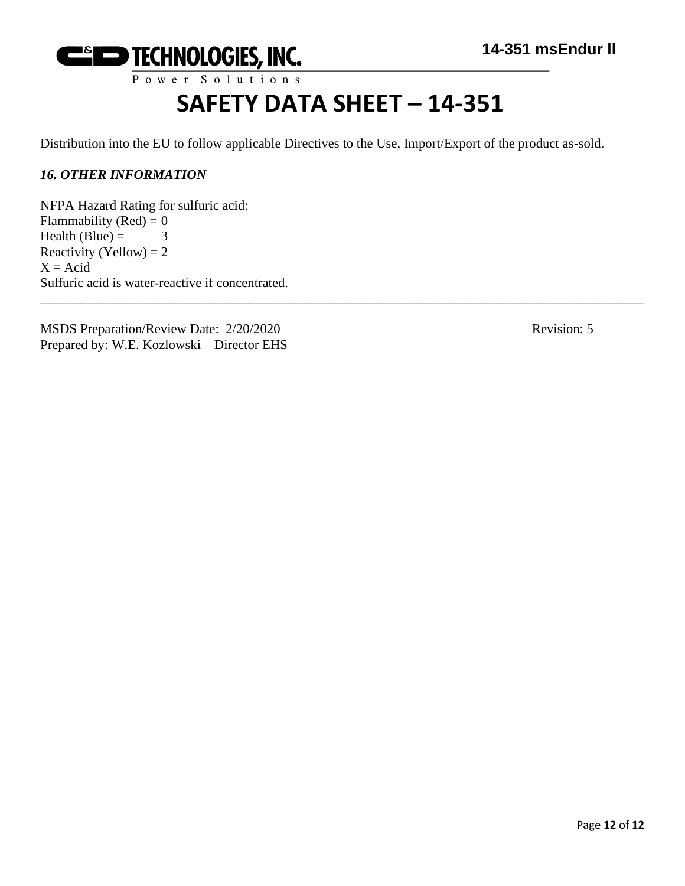Distribution into the EU to follow applicable Directives to the Use, Import/Export of the product as-sold.

### *16. OTHER INFORMATION*

NFPA Hazard Rating for sulfuric acid:
Flammability (Red) = 0
Health (Blue) = 3
Reactivity (Yellow) = 2
X = Acid
Sulfuric acid is water-reactive if concentrated.

---

MSDS Preparation/Review Date: 2/20/2020 Revision: 5
Prepared by: W.E. Kozlowski – Director EHS